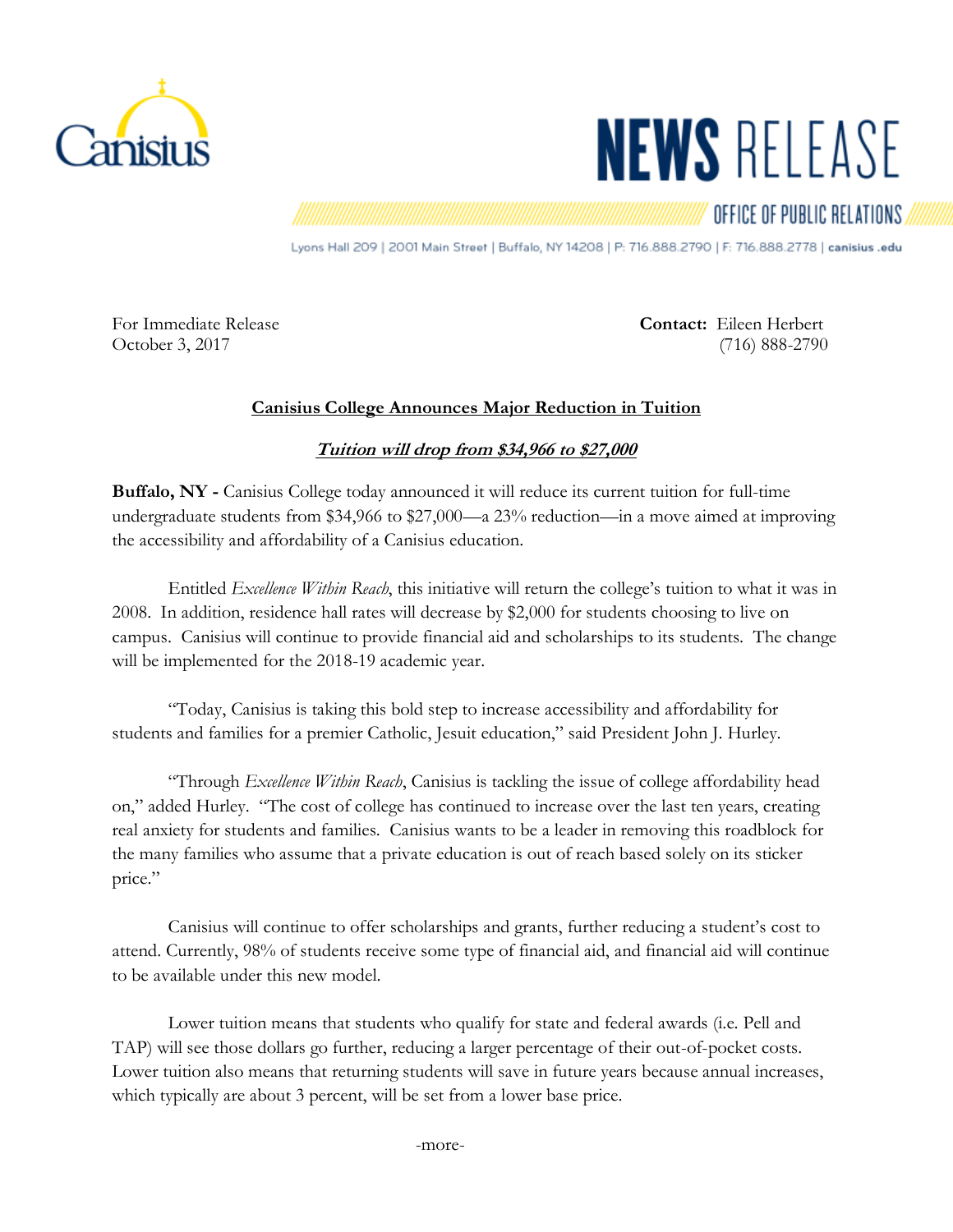Canisius

# NEWS RELEASE

OFFICE OF PUBLIC RELATIONS

Lyons Hall 209 | 2001 Main Street | Buffalo, NY 14208 | P: 716.888.2790 | F: 716.888.2778 | canisius.edu

For Immediate Release
October 3, 2017

**Contact:** Eileen Herbert
(716) 888-2790

## Canisius College Announces Major Reduction in Tuition

***Tuition will drop from $34,966 to $27,000***

**Buffalo, NY -** Canisius College today announced it will reduce its current tuition for full-time undergraduate students from $34,966 to $27,000—a 23% reduction—in a move aimed at improving the accessibility and affordability of a Canisius education.

Entitled *Excellence Within Reach*, this initiative will return the college's tuition to what it was in 2008. In addition, residence hall rates will decrease by $2,000 for students choosing to live on campus. Canisius will continue to provide financial aid and scholarships to its students. The change will be implemented for the 2018-19 academic year.

"Today, Canisius is taking this bold step to increase accessibility and affordability for students and families for a premier Catholic, Jesuit education," said President John J. Hurley.

"Through *Excellence Within Reach*, Canisius is tackling the issue of college affordability head on," added Hurley. "The cost of college has continued to increase over the last ten years, creating real anxiety for students and families. Canisius wants to be a leader in removing this roadblock for the many families who assume that a private education is out of reach based solely on its sticker price."

Canisius will continue to offer scholarships and grants, further reducing a student's cost to attend. Currently, 98% of students receive some type of financial aid, and financial aid will continue to be available under this new model.

Lower tuition means that students who qualify for state and federal awards (i.e. Pell and TAP) will see those dollars go further, reducing a larger percentage of their out-of-pocket costs. Lower tuition also means that returning students will save in future years because annual increases, which typically are about 3 percent, will be set from a lower base price.

-more-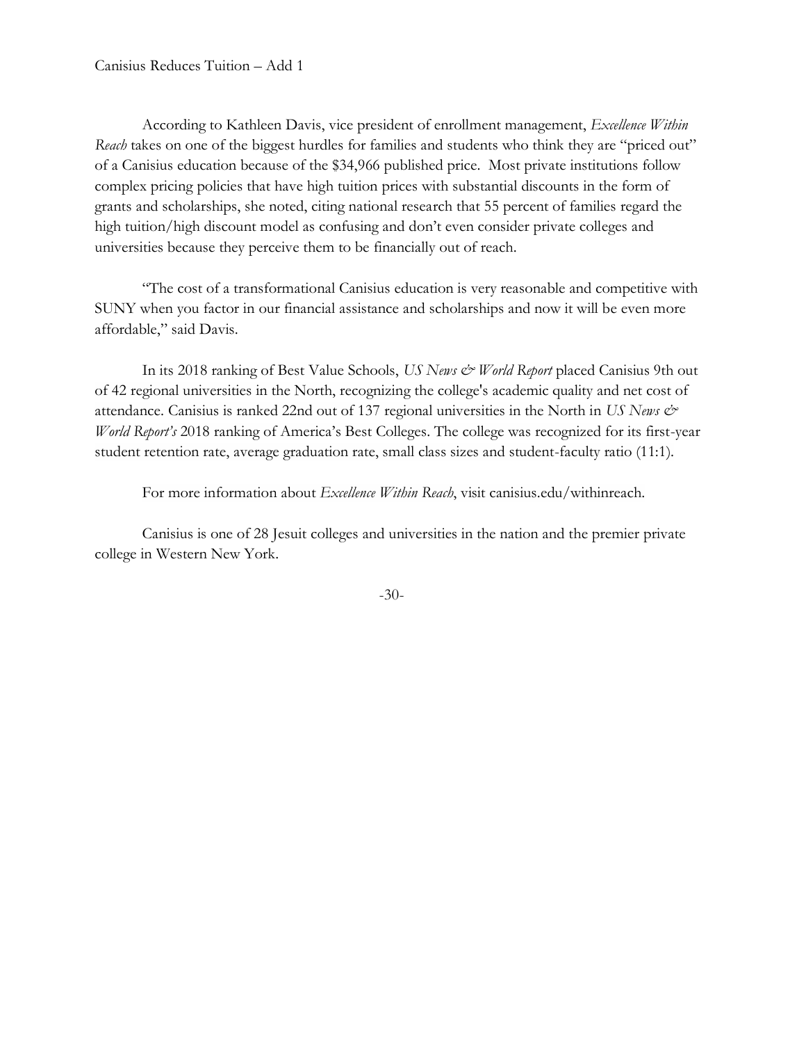According to Kathleen Davis, vice president of enrollment management, *Excellence Within Reach* takes on one of the biggest hurdles for families and students who think they are "priced out" of a Canisius education because of the $34,966 published price. Most private institutions follow complex pricing policies that have high tuition prices with substantial discounts in the form of grants and scholarships, she noted, citing national research that 55 percent of families regard the high tuition/high discount model as confusing and don't even consider private colleges and universities because they perceive them to be financially out of reach.

"The cost of a transformational Canisius education is very reasonable and competitive with SUNY when you factor in our financial assistance and scholarships and now it will be even more affordable," said Davis.

In its 2018 ranking of Best Value Schools, *US News & World Report* placed Canisius 9th out of 42 regional universities in the North, recognizing the college's academic quality and net cost of attendance. Canisius is ranked 22nd out of 137 regional universities in the North in *US News & World Report's* 2018 ranking of America's Best Colleges. The college was recognized for its first-year student retention rate, average graduation rate, small class sizes and student-faculty ratio (11:1).

For more information about *Excellence Within Reach*, visit canisius.edu/withinreach.

Canisius is one of 28 Jesuit colleges and universities in the nation and the premier private college in Western New York.

-30-